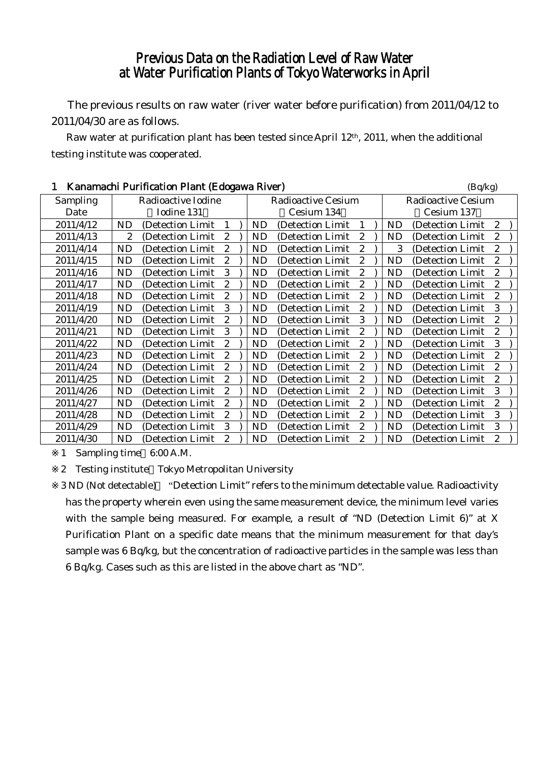# Previous Data on the Radiation Level of Raw Water at Water Purification Plants of Tokyo Waterworks in April

The previous results on raw water (river water before purification) from 2011/04/12 to 2011/04/30 are as follows.

Raw water at purification plant has been tested since April 12th, 2011, when the additional testing institute was cooperated.

## 1 Kanamachi Purification Plant (Edogawa River)

(Bq/kg)

| Sampling Date | Radioactive Iodine (Iodine 131) | Radioactive Cesium (Cesium 134) | Radioactive Cesium (Cesium 137) |
|---|---|---|---|
| 2011/4/12 | ND (Detection Limit 1) | ND (Detection Limit 1) | ND (Detection Limit 2) |
| 2011/4/13 | 2 (Detection Limit 2) | ND (Detection Limit 2) | ND (Detection Limit 2) |
| 2011/4/14 | ND (Detection Limit 2) | ND (Detection Limit 2) | 3 (Detection Limit 2) |
| 2011/4/15 | ND (Detection Limit 2) | ND (Detection Limit 2) | ND (Detection Limit 2) |
| 2011/4/16 | ND (Detection Limit 3) | ND (Detection Limit 2) | ND (Detection Limit 2) |
| 2011/4/17 | ND (Detection Limit 2) | ND (Detection Limit 2) | ND (Detection Limit 2) |
| 2011/4/18 | ND (Detection Limit 2) | ND (Detection Limit 2) | ND (Detection Limit 2) |
| 2011/4/19 | ND (Detection Limit 3) | ND (Detection Limit 2) | ND (Detection Limit 3) |
| 2011/4/20 | ND (Detection Limit 2) | ND (Detection Limit 3) | ND (Detection Limit 2) |
| 2011/4/21 | ND (Detection Limit 3) | ND (Detection Limit 2) | ND (Detection Limit 2) |
| 2011/4/22 | ND (Detection Limit 2) | ND (Detection Limit 2) | ND (Detection Limit 3) |
| 2011/4/23 | ND (Detection Limit 2) | ND (Detection Limit 2) | ND (Detection Limit 2) |
| 2011/4/24 | ND (Detection Limit 2) | ND (Detection Limit 2) | ND (Detection Limit 2) |
| 2011/4/25 | ND (Detection Limit 2) | ND (Detection Limit 2) | ND (Detection Limit 2) |
| 2011/4/26 | ND (Detection Limit 2) | ND (Detection Limit 2) | ND (Detection Limit 3) |
| 2011/4/27 | ND (Detection Limit 2) | ND (Detection Limit 2) | ND (Detection Limit 2) |
| 2011/4/28 | ND (Detection Limit 2) | ND (Detection Limit 2) | ND (Detection Limit 3) |
| 2011/4/29 | ND (Detection Limit 3) | ND (Detection Limit 2) | ND (Detection Limit 3) |
| 2011/4/30 | ND (Detection Limit 2) | ND (Detection Limit 2) | ND (Detection Limit 2) |

※1 Sampling time 6:00 A.M.

※2 Testing institute Tokyo Metropolitan University

※3 ND (Not detectable) "Detection Limit" refers to the minimum detectable value. Radioactivity has the property wherein even using the same measurement device, the minimum level varies with the sample being measured. For example, a result of "ND (Detection Limit 6)" at X Purification Plant on a specific date means that the minimum measurement for that day's sample was 6 Bq/kg, but the concentration of radioactive particles in the sample was less than 6 Bq/kg. Cases such as this are listed in the above chart as "ND".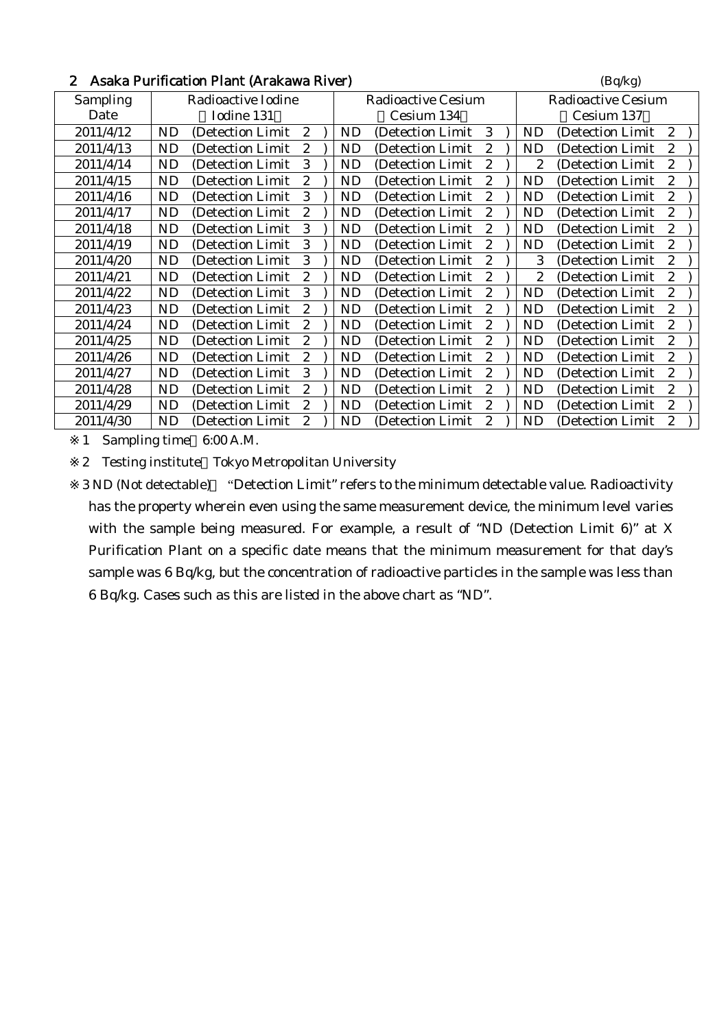## 2 Asaka Purification Plant (Arakawa River)

(Bq/kg)

| Sampling Date | Radioactive Iodine (Iodine 131) | Radioactive Cesium (Cesium 134) | Radioactive Cesium (Cesium 137) |
|---|---|---|---|
| 2011/4/12 | ND (Detection Limit 2) | ND (Detection Limit 3) | ND (Detection Limit 2) |
| 2011/4/13 | ND (Detection Limit 2) | ND (Detection Limit 2) | ND (Detection Limit 2) |
| 2011/4/14 | ND (Detection Limit 3) | ND (Detection Limit 2) | 2 (Detection Limit 2) |
| 2011/4/15 | ND (Detection Limit 2) | ND (Detection Limit 2) | ND (Detection Limit 2) |
| 2011/4/16 | ND (Detection Limit 3) | ND (Detection Limit 2) | ND (Detection Limit 2) |
| 2011/4/17 | ND (Detection Limit 2) | ND (Detection Limit 2) | ND (Detection Limit 2) |
| 2011/4/18 | ND (Detection Limit 3) | ND (Detection Limit 2) | ND (Detection Limit 2) |
| 2011/4/19 | ND (Detection Limit 3) | ND (Detection Limit 2) | ND (Detection Limit 2) |
| 2011/4/20 | ND (Detection Limit 3) | ND (Detection Limit 2) | 3 (Detection Limit 2) |
| 2011/4/21 | ND (Detection Limit 2) | ND (Detection Limit 2) | 2 (Detection Limit 2) |
| 2011/4/22 | ND (Detection Limit 3) | ND (Detection Limit 2) | ND (Detection Limit 2) |
| 2011/4/23 | ND (Detection Limit 2) | ND (Detection Limit 2) | ND (Detection Limit 2) |
| 2011/4/24 | ND (Detection Limit 2) | ND (Detection Limit 2) | ND (Detection Limit 2) |
| 2011/4/25 | ND (Detection Limit 2) | ND (Detection Limit 2) | ND (Detection Limit 2) |
| 2011/4/26 | ND (Detection Limit 2) | ND (Detection Limit 2) | ND (Detection Limit 2) |
| 2011/4/27 | ND (Detection Limit 3) | ND (Detection Limit 2) | ND (Detection Limit 2) |
| 2011/4/28 | ND (Detection Limit 2) | ND (Detection Limit 2) | ND (Detection Limit 2) |
| 2011/4/29 | ND (Detection Limit 2) | ND (Detection Limit 2) | ND (Detection Limit 2) |
| 2011/4/30 | ND (Detection Limit 2) | ND (Detection Limit 2) | ND (Detection Limit 2) |

※1 Sampling time 6:00 A.M.

※2 Testing institute Tokyo Metropolitan University

※3 ND (Not detectable) "Detection Limit" refers to the minimum detectable value. Radioactivity has the property wherein even using the same measurement device, the minimum level varies with the sample being measured. For example, a result of "ND (Detection Limit 6)" at X Purification Plant on a specific date means that the minimum measurement for that day's sample was 6 Bq/kg, but the concentration of radioactive particles in the sample was less than 6 Bq/kg. Cases such as this are listed in the above chart as "ND".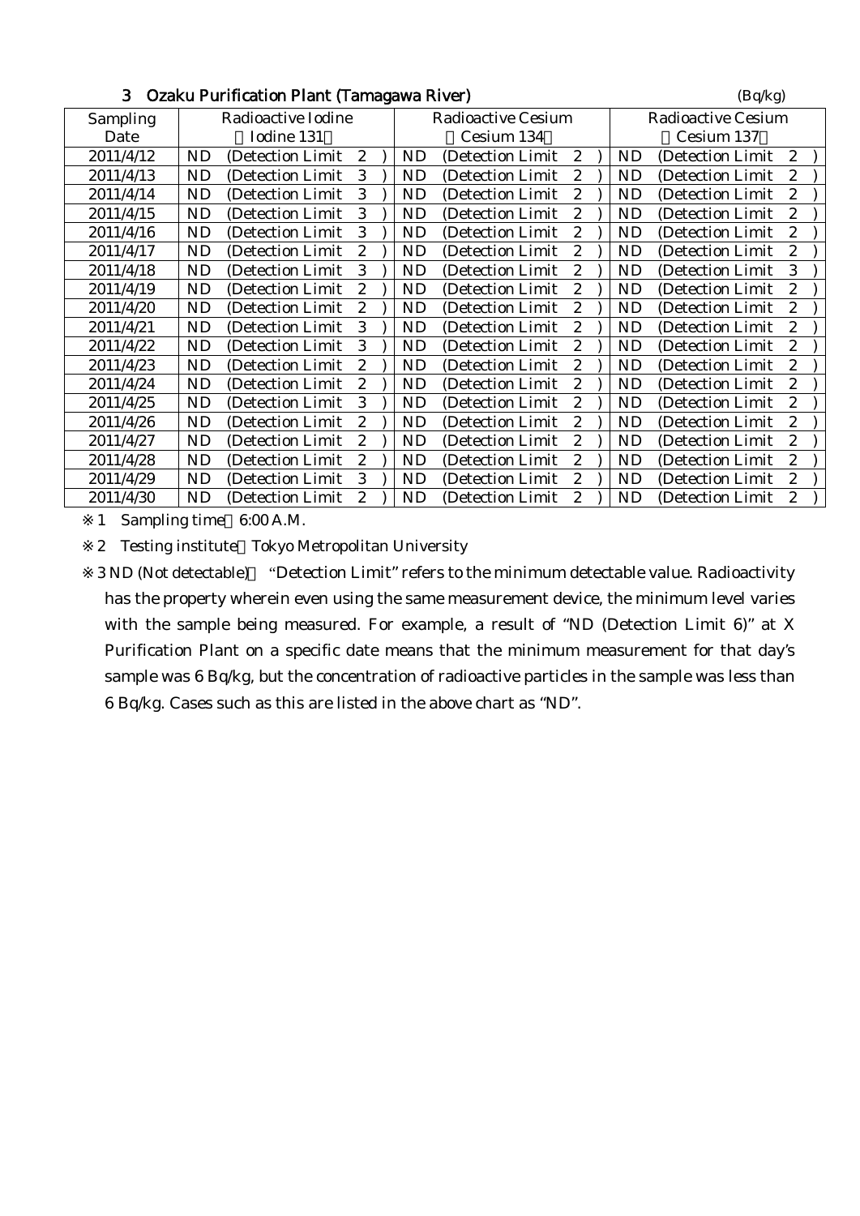### 3 Ozaku Purification Plant (Tamagawa River)

(Bq/kg)

| Sampling Date | Radioactive Iodine (Iodine 131) | Radioactive Cesium (Cesium 134) | Radioactive Cesium (Cesium 137) |
|---|---|---|---|
| 2011/4/12 | ND (Detection Limit 2) | ND (Detection Limit 2) | ND (Detection Limit 2) |
| 2011/4/13 | ND (Detection Limit 3) | ND (Detection Limit 2) | ND (Detection Limit 2) |
| 2011/4/14 | ND (Detection Limit 3) | ND (Detection Limit 2) | ND (Detection Limit 2) |
| 2011/4/15 | ND (Detection Limit 3) | ND (Detection Limit 2) | ND (Detection Limit 2) |
| 2011/4/16 | ND (Detection Limit 3) | ND (Detection Limit 2) | ND (Detection Limit 2) |
| 2011/4/17 | ND (Detection Limit 2) | ND (Detection Limit 2) | ND (Detection Limit 2) |
| 2011/4/18 | ND (Detection Limit 3) | ND (Detection Limit 2) | ND (Detection Limit 3) |
| 2011/4/19 | ND (Detection Limit 2) | ND (Detection Limit 2) | ND (Detection Limit 2) |
| 2011/4/20 | ND (Detection Limit 2) | ND (Detection Limit 2) | ND (Detection Limit 2) |
| 2011/4/21 | ND (Detection Limit 3) | ND (Detection Limit 2) | ND (Detection Limit 2) |
| 2011/4/22 | ND (Detection Limit 3) | ND (Detection Limit 2) | ND (Detection Limit 2) |
| 2011/4/23 | ND (Detection Limit 2) | ND (Detection Limit 2) | ND (Detection Limit 2) |
| 2011/4/24 | ND (Detection Limit 2) | ND (Detection Limit 2) | ND (Detection Limit 2) |
| 2011/4/25 | ND (Detection Limit 3) | ND (Detection Limit 2) | ND (Detection Limit 2) |
| 2011/4/26 | ND (Detection Limit 2) | ND (Detection Limit 2) | ND (Detection Limit 2) |
| 2011/4/27 | ND (Detection Limit 2) | ND (Detection Limit 2) | ND (Detection Limit 2) |
| 2011/4/28 | ND (Detection Limit 2) | ND (Detection Limit 2) | ND (Detection Limit 2) |
| 2011/4/29 | ND (Detection Limit 3) | ND (Detection Limit 2) | ND (Detection Limit 2) |
| 2011/4/30 | ND (Detection Limit 2) | ND (Detection Limit 2) | ND (Detection Limit 2) |

※1 Sampling time 6:00 A.M.

※2 Testing institute Tokyo Metropolitan University

※3 ND (Not detectable) "Detection Limit" refers to the minimum detectable value. Radioactivity has the property wherein even using the same measurement device, the minimum level varies with the sample being measured. For example, a result of "ND (Detection Limit 6)" at X Purification Plant on a specific date means that the minimum measurement for that day's sample was 6 Bq/kg, but the concentration of radioactive particles in the sample was less than 6 Bq/kg. Cases such as this are listed in the above chart as "ND".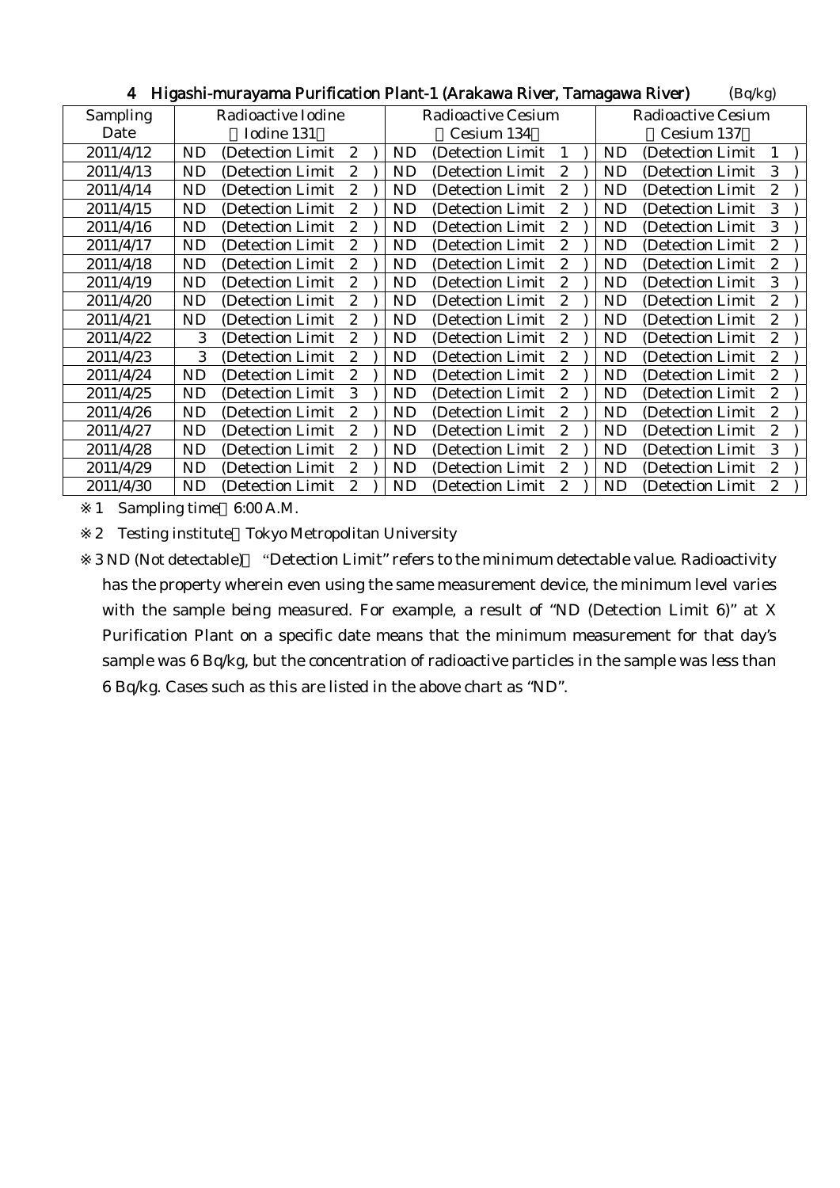## 4 Higashi-murayama Purification Plant-1 (Arakawa River, Tamagawa River) (Bq/kg)

| Sampling Date | Radioactive Iodine (Iodine 131) | Radioactive Cesium (Cesium 134) | Radioactive Cesium (Cesium 137) |
|---|---|---|---|
| 2011/4/12 | ND (Detection Limit 2) | ND (Detection Limit 1) | ND (Detection Limit 1) |
| 2011/4/13 | ND (Detection Limit 2) | ND (Detection Limit 2) | ND (Detection Limit 3) |
| 2011/4/14 | ND (Detection Limit 2) | ND (Detection Limit 2) | ND (Detection Limit 2) |
| 2011/4/15 | ND (Detection Limit 2) | ND (Detection Limit 2) | ND (Detection Limit 3) |
| 2011/4/16 | ND (Detection Limit 2) | ND (Detection Limit 2) | ND (Detection Limit 3) |
| 2011/4/17 | ND (Detection Limit 2) | ND (Detection Limit 2) | ND (Detection Limit 2) |
| 2011/4/18 | ND (Detection Limit 2) | ND (Detection Limit 2) | ND (Detection Limit 2) |
| 2011/4/19 | ND (Detection Limit 2) | ND (Detection Limit 2) | ND (Detection Limit 3) |
| 2011/4/20 | ND (Detection Limit 2) | ND (Detection Limit 2) | ND (Detection Limit 2) |
| 2011/4/21 | ND (Detection Limit 2) | ND (Detection Limit 2) | ND (Detection Limit 2) |
| 2011/4/22 | 3 (Detection Limit 2) | ND (Detection Limit 2) | ND (Detection Limit 2) |
| 2011/4/23 | 3 (Detection Limit 2) | ND (Detection Limit 2) | ND (Detection Limit 2) |
| 2011/4/24 | ND (Detection Limit 2) | ND (Detection Limit 2) | ND (Detection Limit 2) |
| 2011/4/25 | ND (Detection Limit 3) | ND (Detection Limit 2) | ND (Detection Limit 2) |
| 2011/4/26 | ND (Detection Limit 2) | ND (Detection Limit 2) | ND (Detection Limit 2) |
| 2011/4/27 | ND (Detection Limit 2) | ND (Detection Limit 2) | ND (Detection Limit 2) |
| 2011/4/28 | ND (Detection Limit 2) | ND (Detection Limit 2) | ND (Detection Limit 3) |
| 2011/4/29 | ND (Detection Limit 2) | ND (Detection Limit 2) | ND (Detection Limit 2) |
| 2011/4/30 | ND (Detection Limit 2) | ND (Detection Limit 2) | ND (Detection Limit 2) |

※1 Sampling time 6:00 A.M.

※2 Testing institute Tokyo Metropolitan University

※3 ND (Not detectable) "Detection Limit" refers to the minimum detectable value. Radioactivity has the property wherein even using the same measurement device, the minimum level varies with the sample being measured. For example, a result of "ND (Detection Limit 6)" at X Purification Plant on a specific date means that the minimum measurement for that day's sample was 6 Bq/kg, but the concentration of radioactive particles in the sample was less than 6 Bq/kg. Cases such as this are listed in the above chart as "ND".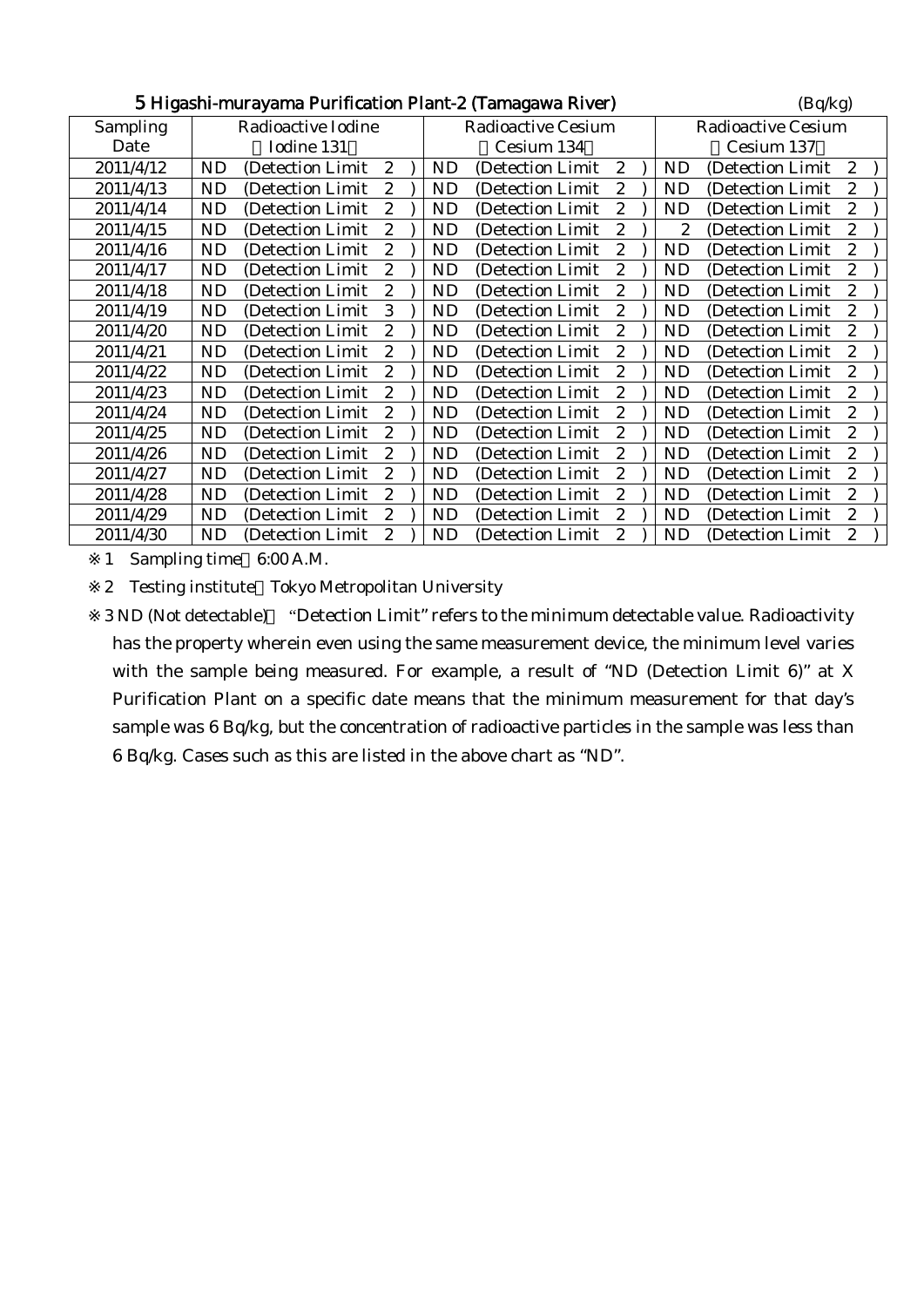## 5 Higashi-murayama Purification Plant-2 (Tamagawa River)

(Bq/kg)

| Sampling Date | Radioactive Iodine (Iodine 131) | Radioactive Cesium (Cesium 134) | Radioactive Cesium (Cesium 137) |
|---|---|---|---|
| 2011/4/12 | ND (Detection Limit 2) | ND (Detection Limit 2) | ND (Detection Limit 2) |
| 2011/4/13 | ND (Detection Limit 2) | ND (Detection Limit 2) | ND (Detection Limit 2) |
| 2011/4/14 | ND (Detection Limit 2) | ND (Detection Limit 2) | ND (Detection Limit 2) |
| 2011/4/15 | ND (Detection Limit 2) | ND (Detection Limit 2) | 2 (Detection Limit 2) |
| 2011/4/16 | ND (Detection Limit 2) | ND (Detection Limit 2) | ND (Detection Limit 2) |
| 2011/4/17 | ND (Detection Limit 2) | ND (Detection Limit 2) | ND (Detection Limit 2) |
| 2011/4/18 | ND (Detection Limit 2) | ND (Detection Limit 2) | ND (Detection Limit 2) |
| 2011/4/19 | ND (Detection Limit 3) | ND (Detection Limit 2) | ND (Detection Limit 2) |
| 2011/4/20 | ND (Detection Limit 2) | ND (Detection Limit 2) | ND (Detection Limit 2) |
| 2011/4/21 | ND (Detection Limit 2) | ND (Detection Limit 2) | ND (Detection Limit 2) |
| 2011/4/22 | ND (Detection Limit 2) | ND (Detection Limit 2) | ND (Detection Limit 2) |
| 2011/4/23 | ND (Detection Limit 2) | ND (Detection Limit 2) | ND (Detection Limit 2) |
| 2011/4/24 | ND (Detection Limit 2) | ND (Detection Limit 2) | ND (Detection Limit 2) |
| 2011/4/25 | ND (Detection Limit 2) | ND (Detection Limit 2) | ND (Detection Limit 2) |
| 2011/4/26 | ND (Detection Limit 2) | ND (Detection Limit 2) | ND (Detection Limit 2) |
| 2011/4/27 | ND (Detection Limit 2) | ND (Detection Limit 2) | ND (Detection Limit 2) |
| 2011/4/28 | ND (Detection Limit 2) | ND (Detection Limit 2) | ND (Detection Limit 2) |
| 2011/4/29 | ND (Detection Limit 2) | ND (Detection Limit 2) | ND (Detection Limit 2) |
| 2011/4/30 | ND (Detection Limit 2) | ND (Detection Limit 2) | ND (Detection Limit 2) |

※1 Sampling time 6:00 A.M.

※2 Testing institute Tokyo Metropolitan University

※3 ND (Not detectable) "Detection Limit" refers to the minimum detectable value. Radioactivity has the property wherein even using the same measurement device, the minimum level varies with the sample being measured. For example, a result of "ND (Detection Limit 6)" at X Purification Plant on a specific date means that the minimum measurement for that day's sample was 6 Bq/kg, but the concentration of radioactive particles in the sample was less than 6 Bq/kg. Cases such as this are listed in the above chart as "ND".